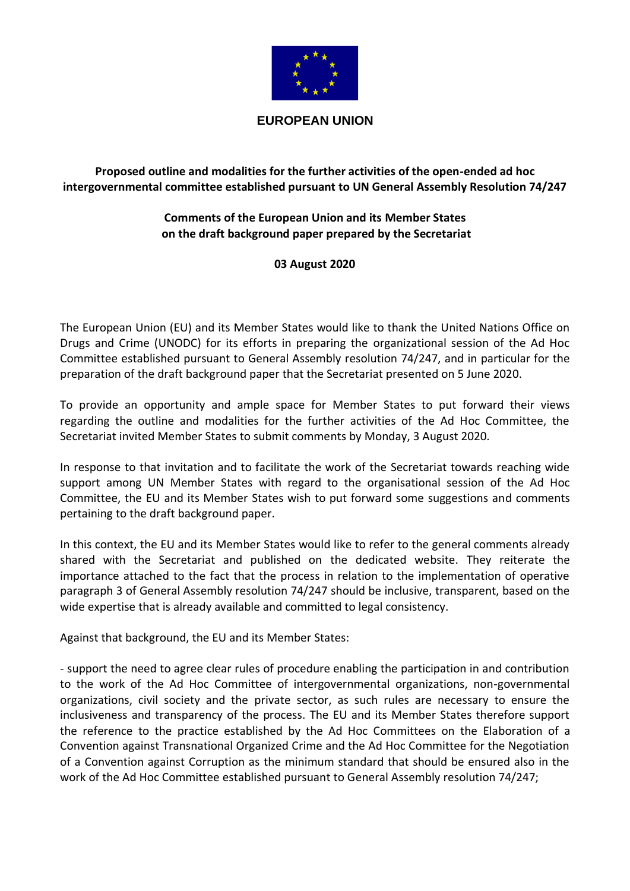**EUROPEAN UNION**

**Proposed outline and modalities for the further activities of the open-ended ad hoc intergovernmental committee established pursuant to UN General Assembly Resolution 74/247**

**Comments of the European Union and its Member States on the draft background paper prepared by the Secretariat**

**03 August 2020**

The European Union (EU) and its Member States would like to thank the United Nations Office on Drugs and Crime (UNODC) for its efforts in preparing the organizational session of the Ad Hoc Committee established pursuant to General Assembly resolution 74/247, and in particular for the preparation of the draft background paper that the Secretariat presented on 5 June 2020.

To provide an opportunity and ample space for Member States to put forward their views regarding the outline and modalities for the further activities of the Ad Hoc Committee, the Secretariat invited Member States to submit comments by Monday, 3 August 2020.

In response to that invitation and to facilitate the work of the Secretariat towards reaching wide support among UN Member States with regard to the organisational session of the Ad Hoc Committee, the EU and its Member States wish to put forward some suggestions and comments pertaining to the draft background paper.

In this context, the EU and its Member States would like to refer to the general comments already shared with the Secretariat and published on the dedicated website. They reiterate the importance attached to the fact that the process in relation to the implementation of operative paragraph 3 of General Assembly resolution 74/247 should be inclusive, transparent, based on the wide expertise that is already available and committed to legal consistency.

Against that background, the EU and its Member States:

- support the need to agree clear rules of procedure enabling the participation in and contribution to the work of the Ad Hoc Committee of intergovernmental organizations, non-governmental organizations, civil society and the private sector, as such rules are necessary to ensure the inclusiveness and transparency of the process. The EU and its Member States therefore support the reference to the practice established by the Ad Hoc Committees on the Elaboration of a Convention against Transnational Organized Crime and the Ad Hoc Committee for the Negotiation of a Convention against Corruption as the minimum standard that should be ensured also in the work of the Ad Hoc Committee established pursuant to General Assembly resolution 74/247;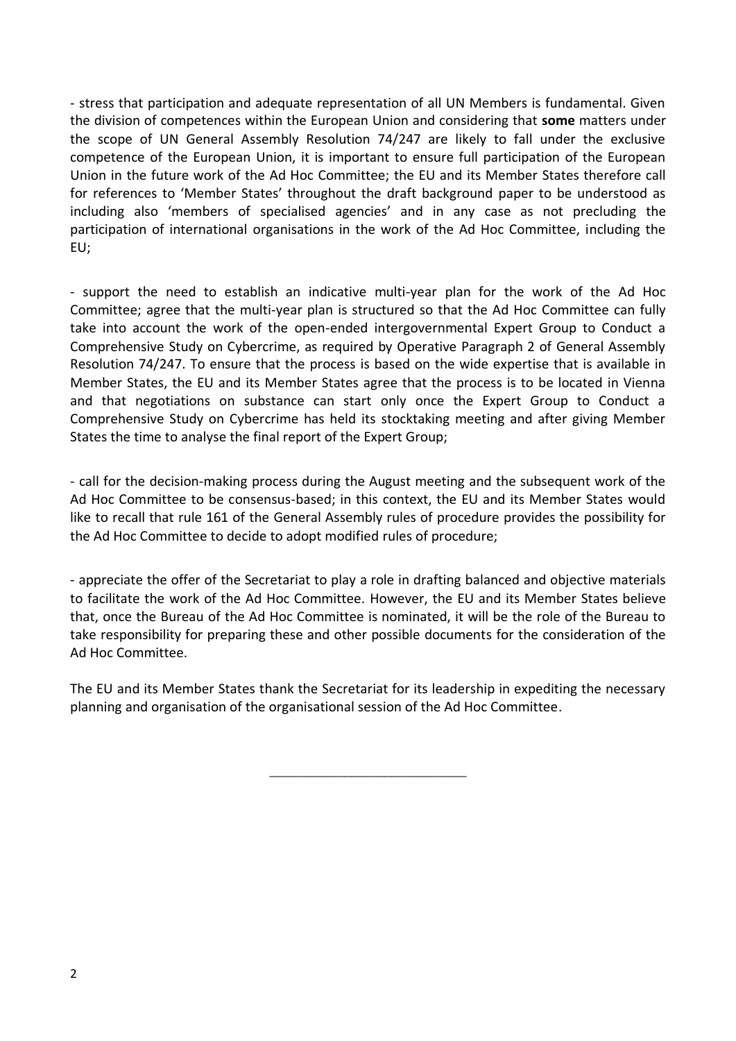- stress that participation and adequate representation of all UN Members is fundamental. Given the division of competences within the European Union and considering that **some** matters under the scope of UN General Assembly Resolution 74/247 are likely to fall under the exclusive competence of the European Union, it is important to ensure full participation of the European Union in the future work of the Ad Hoc Committee; the EU and its Member States therefore call for references to 'Member States' throughout the draft background paper to be understood as including also 'members of specialised agencies' and in any case as not precluding the participation of international organisations in the work of the Ad Hoc Committee, including the EU;

- support the need to establish an indicative multi-year plan for the work of the Ad Hoc Committee; agree that the multi-year plan is structured so that the Ad Hoc Committee can fully take into account the work of the open-ended intergovernmental Expert Group to Conduct a Comprehensive Study on Cybercrime, as required by Operative Paragraph 2 of General Assembly Resolution 74/247. To ensure that the process is based on the wide expertise that is available in Member States, the EU and its Member States agree that the process is to be located in Vienna and that negotiations on substance can start only once the Expert Group to Conduct a Comprehensive Study on Cybercrime has held its stocktaking meeting and after giving Member States the time to analyse the final report of the Expert Group;

- call for the decision-making process during the August meeting and the subsequent work of the Ad Hoc Committee to be consensus-based; in this context, the EU and its Member States would like to recall that rule 161 of the General Assembly rules of procedure provides the possibility for the Ad Hoc Committee to decide to adopt modified rules of procedure;

- appreciate the offer of the Secretariat to play a role in drafting balanced and objective materials to facilitate the work of the Ad Hoc Committee. However, the EU and its Member States believe that, once the Bureau of the Ad Hoc Committee is nominated, it will be the role of the Bureau to take responsibility for preparing these and other possible documents for the consideration of the Ad Hoc Committee.

The EU and its Member States thank the Secretariat for its leadership in expediting the necessary planning and organisation of the organisational session of the Ad Hoc Committee.

---